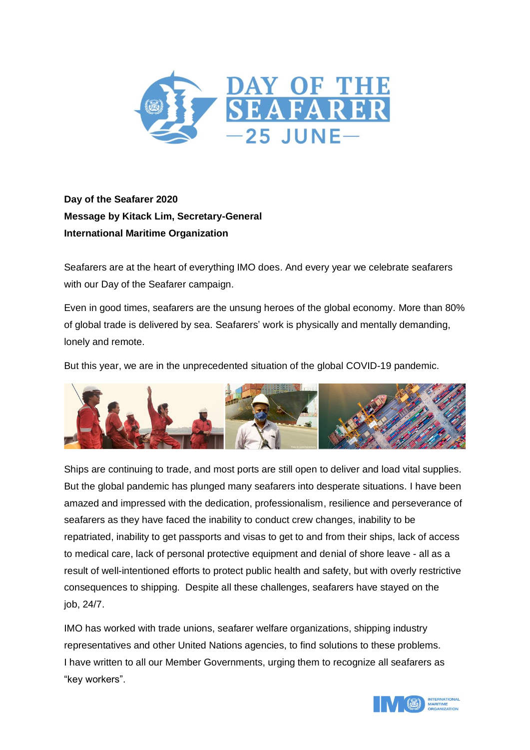**Day of the Seafarer 2020**
**Message by Kitack Lim, Secretary-General**
**International Maritime Organization**

Seafarers are at the heart of everything IMO does. And every year we celebrate seafarers with our Day of the Seafarer campaign.

Even in good times, seafarers are the unsung heroes of the global economy. More than 80% of global trade is delivered by sea. Seafarers' work is physically and mentally demanding, lonely and remote.

But this year, we are in the unprecedented situation of the global COVID-19 pandemic.

Ships are continuing to trade, and most ports are still open to deliver and load vital supplies. But the global pandemic has plunged many seafarers into desperate situations. I have been amazed and impressed with the dedication, professionalism, resilience and perseverance of seafarers as they have faced the inability to conduct crew changes, inability to be repatriated, inability to get passports and visas to get to and from their ships, lack of access to medical care, lack of personal protective equipment and denial of shore leave - all as a result of well-intentioned efforts to protect public health and safety, but with overly restrictive consequences to shipping. Despite all these challenges, seafarers have stayed on the job, 24/7.

IMO has worked with trade unions, seafarer welfare organizations, shipping industry representatives and other United Nations agencies, to find solutions to these problems. I have written to all our Member Governments, urging them to recognize all seafarers as "key workers".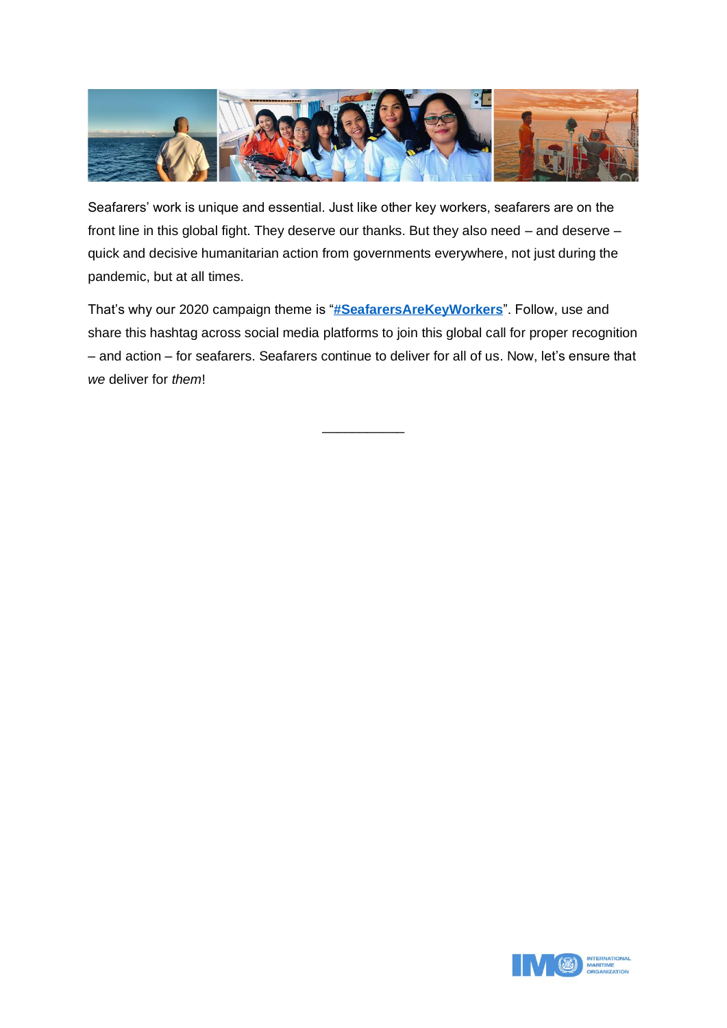Seafarers' work is unique and essential. Just like other key workers, seafarers are on the front line in this global fight. They deserve our thanks. But they also need – and deserve – quick and decisive humanitarian action from governments everywhere, not just during the pandemic, but at all times.

That's why our 2020 campaign theme is "**#SeafarersAreKeyWorkers**". Follow, use and share this hashtag across social media platforms to join this global call for proper recognition – and action – for seafarers. Seafarers continue to deliver for all of us. Now, let's ensure that *we* deliver for *them*!

___________